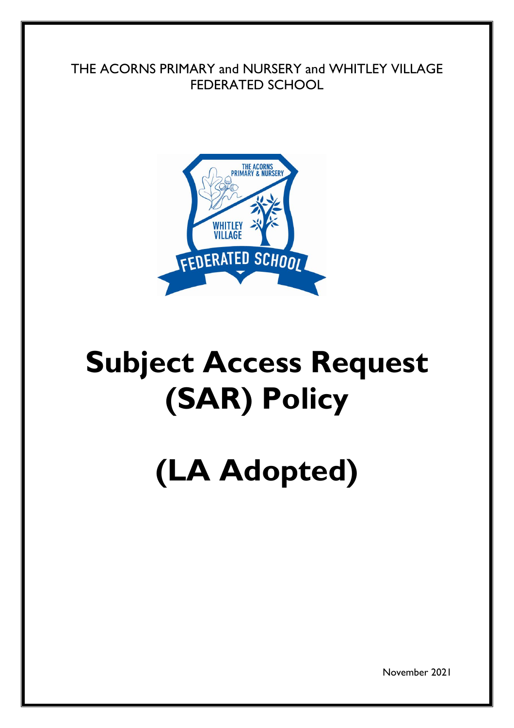THE ACORNS PRIMARY and NURSERY and WHITLEY VILLAGE FEDERATED SCHOOL

# Subject Access Request (SAR) Policy

# (LA Adopted)

November 2021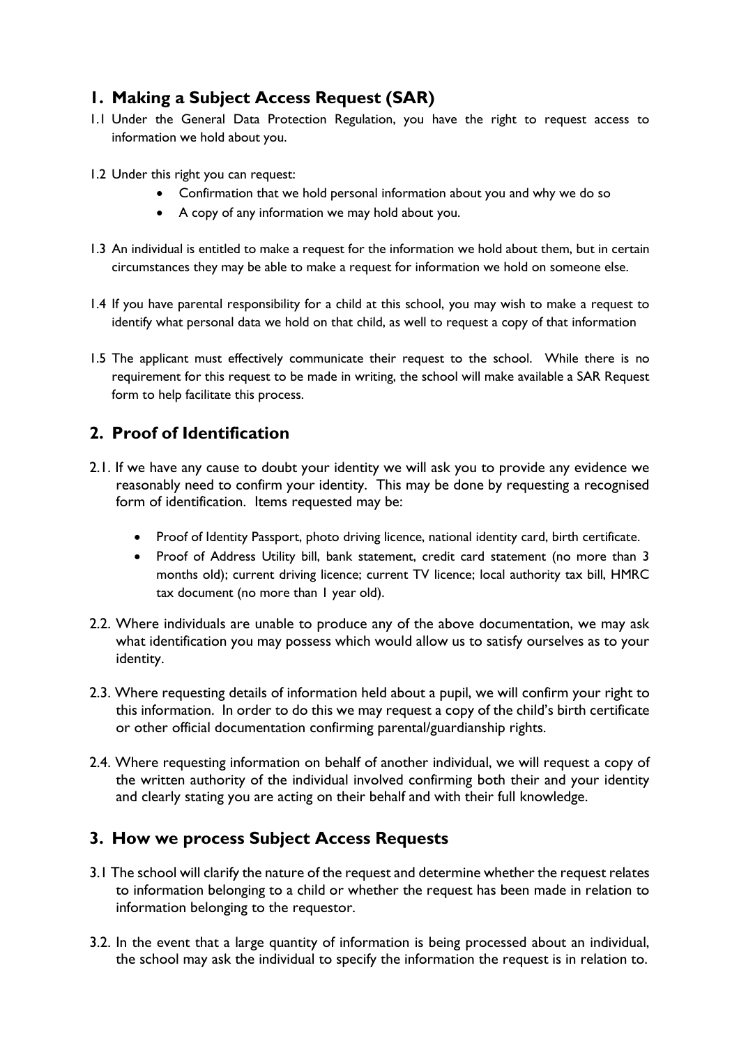## 1. Making a Subject Access Request (SAR)

1.1 Under the General Data Protection Regulation, you have the right to request access to information we hold about you.

1.2 Under this right you can request:

- Confirmation that we hold personal information about you and why we do so
- A copy of any information we may hold about you.

1.3 An individual is entitled to make a request for the information we hold about them, but in certain circumstances they may be able to make a request for information we hold on someone else.

1.4 If you have parental responsibility for a child at this school, you may wish to make a request to identify what personal data we hold on that child, as well to request a copy of that information

1.5 The applicant must effectively communicate their request to the school. While there is no requirement for this request to be made in writing, the school will make available a SAR Request form to help facilitate this process.

## 2. Proof of Identification

2.1. If we have any cause to doubt your identity we will ask you to provide any evidence we reasonably need to confirm your identity. This may be done by requesting a recognised form of identification. Items requested may be:

- Proof of Identity Passport, photo driving licence, national identity card, birth certificate.
- Proof of Address Utility bill, bank statement, credit card statement (no more than 3 months old); current driving licence; current TV licence; local authority tax bill, HMRC tax document (no more than 1 year old).

2.2. Where individuals are unable to produce any of the above documentation, we may ask what identification you may possess which would allow us to satisfy ourselves as to your identity.

2.3. Where requesting details of information held about a pupil, we will confirm your right to this information. In order to do this we may request a copy of the child's birth certificate or other official documentation confirming parental/guardianship rights.

2.4. Where requesting information on behalf of another individual, we will request a copy of the written authority of the individual involved confirming both their and your identity and clearly stating you are acting on their behalf and with their full knowledge.

## 3. How we process Subject Access Requests

3.1 The school will clarify the nature of the request and determine whether the request relates to information belonging to a child or whether the request has been made in relation to information belonging to the requestor.

3.2. In the event that a large quantity of information is being processed about an individual, the school may ask the individual to specify the information the request is in relation to.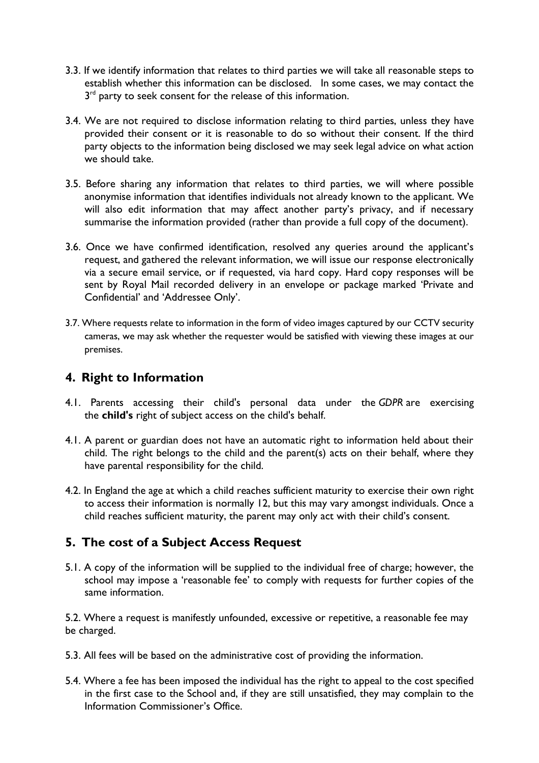3.3. If we identify information that relates to third parties we will take all reasonable steps to establish whether this information can be disclosed. In some cases, we may contact the 3rd party to seek consent for the release of this information.

3.4. We are not required to disclose information relating to third parties, unless they have provided their consent or it is reasonable to do so without their consent. If the third party objects to the information being disclosed we may seek legal advice on what action we should take.

3.5. Before sharing any information that relates to third parties, we will where possible anonymise information that identifies individuals not already known to the applicant. We will also edit information that may affect another party's privacy, and if necessary summarise the information provided (rather than provide a full copy of the document).

3.6. Once we have confirmed identification, resolved any queries around the applicant's request, and gathered the relevant information, we will issue our response electronically via a secure email service, or if requested, via hard copy. Hard copy responses will be sent by Royal Mail recorded delivery in an envelope or package marked 'Private and Confidential' and 'Addressee Only'.

3.7. Where requests relate to information in the form of video images captured by our CCTV security cameras, we may ask whether the requester would be satisfied with viewing these images at our premises.

## 4. Right to Information

4.1. Parents accessing their child's personal data under the *GDPR* are exercising the **child's** right of subject access on the child's behalf.

4.1. A parent or guardian does not have an automatic right to information held about their child. The right belongs to the child and the parent(s) acts on their behalf, where they have parental responsibility for the child.

4.2. In England the age at which a child reaches sufficient maturity to exercise their own right to access their information is normally 12, but this may vary amongst individuals. Once a child reaches sufficient maturity, the parent may only act with their child's consent.

## 5. The cost of a Subject Access Request

5.1. A copy of the information will be supplied to the individual free of charge; however, the school may impose a 'reasonable fee' to comply with requests for further copies of the same information.

5.2. Where a request is manifestly unfounded, excessive or repetitive, a reasonable fee may be charged.

5.3. All fees will be based on the administrative cost of providing the information.

5.4. Where a fee has been imposed the individual has the right to appeal to the cost specified in the first case to the School and, if they are still unsatisfied, they may complain to the Information Commissioner's Office.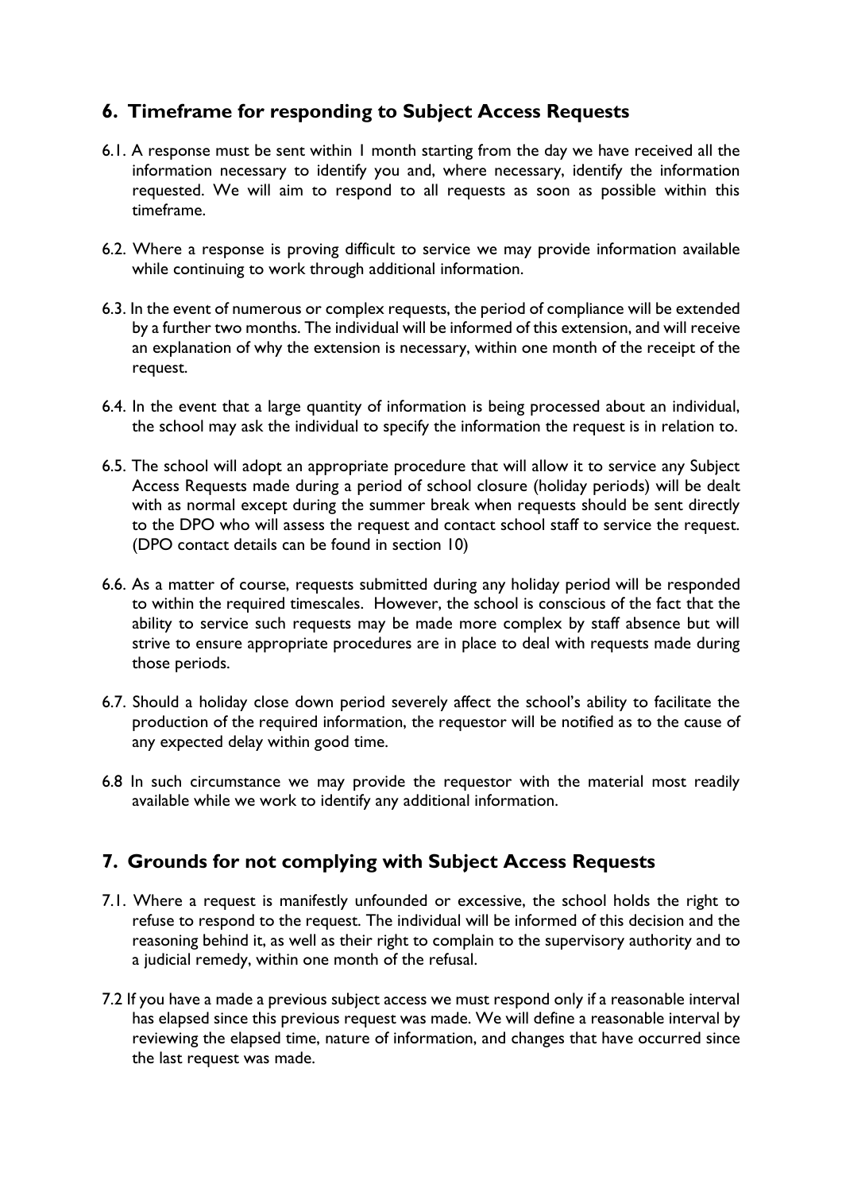## 6. Timeframe for responding to Subject Access Requests

6.1. A response must be sent within 1 month starting from the day we have received all the information necessary to identify you and, where necessary, identify the information requested. We will aim to respond to all requests as soon as possible within this timeframe.

6.2. Where a response is proving difficult to service we may provide information available while continuing to work through additional information.

6.3. In the event of numerous or complex requests, the period of compliance will be extended by a further two months. The individual will be informed of this extension, and will receive an explanation of why the extension is necessary, within one month of the receipt of the request.

6.4. In the event that a large quantity of information is being processed about an individual, the school may ask the individual to specify the information the request is in relation to.

6.5. The school will adopt an appropriate procedure that will allow it to service any Subject Access Requests made during a period of school closure (holiday periods) will be dealt with as normal except during the summer break when requests should be sent directly to the DPO who will assess the request and contact school staff to service the request. (DPO contact details can be found in section 10)

6.6. As a matter of course, requests submitted during any holiday period will be responded to within the required timescales. However, the school is conscious of the fact that the ability to service such requests may be made more complex by staff absence but will strive to ensure appropriate procedures are in place to deal with requests made during those periods.

6.7. Should a holiday close down period severely affect the school's ability to facilitate the production of the required information, the requestor will be notified as to the cause of any expected delay within good time.

6.8 In such circumstance we may provide the requestor with the material most readily available while we work to identify any additional information.

## 7. Grounds for not complying with Subject Access Requests

7.1. Where a request is manifestly unfounded or excessive, the school holds the right to refuse to respond to the request. The individual will be informed of this decision and the reasoning behind it, as well as their right to complain to the supervisory authority and to a judicial remedy, within one month of the refusal.

7.2 If you have a made a previous subject access we must respond only if a reasonable interval has elapsed since this previous request was made. We will define a reasonable interval by reviewing the elapsed time, nature of information, and changes that have occurred since the last request was made.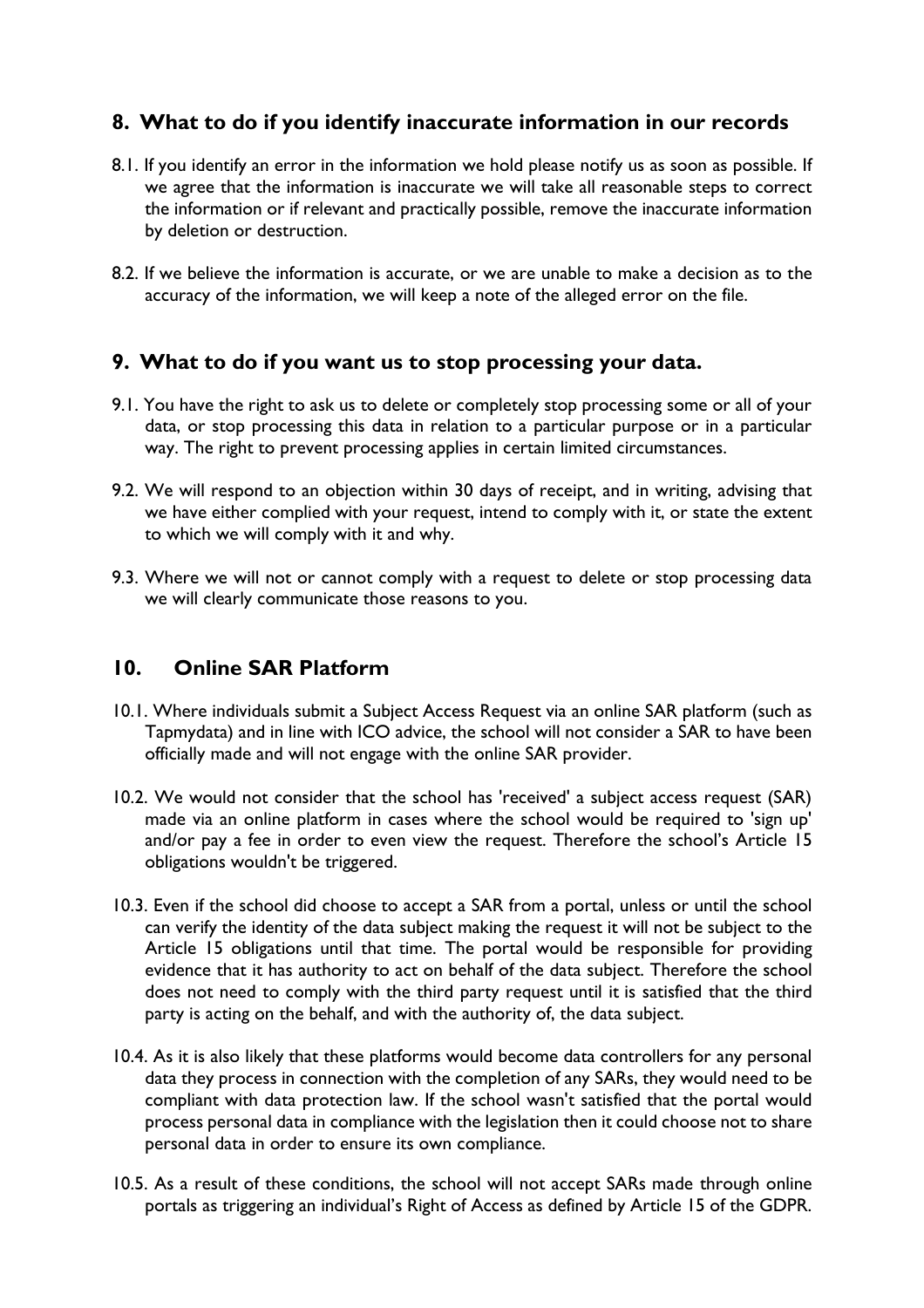## 8. What to do if you identify inaccurate information in our records

8.1. If you identify an error in the information we hold please notify us as soon as possible. If we agree that the information is inaccurate we will take all reasonable steps to correct the information or if relevant and practically possible, remove the inaccurate information by deletion or destruction.

8.2. If we believe the information is accurate, or we are unable to make a decision as to the accuracy of the information, we will keep a note of the alleged error on the file.

## 9. What to do if you want us to stop processing your data.

9.1. You have the right to ask us to delete or completely stop processing some or all of your data, or stop processing this data in relation to a particular purpose or in a particular way. The right to prevent processing applies in certain limited circumstances.

9.2. We will respond to an objection within 30 days of receipt, and in writing, advising that we have either complied with your request, intend to comply with it, or state the extent to which we will comply with it and why.

9.3. Where we will not or cannot comply with a request to delete or stop processing data we will clearly communicate those reasons to you.

## 10. Online SAR Platform

10.1. Where individuals submit a Subject Access Request via an online SAR platform (such as Tapmydata) and in line with ICO advice, the school will not consider a SAR to have been officially made and will not engage with the online SAR provider.

10.2. We would not consider that the school has 'received' a subject access request (SAR) made via an online platform in cases where the school would be required to 'sign up' and/or pay a fee in order to even view the request. Therefore the school's Article 15 obligations wouldn't be triggered.

10.3. Even if the school did choose to accept a SAR from a portal, unless or until the school can verify the identity of the data subject making the request it will not be subject to the Article 15 obligations until that time. The portal would be responsible for providing evidence that it has authority to act on behalf of the data subject. Therefore the school does not need to comply with the third party request until it is satisfied that the third party is acting on the behalf, and with the authority of, the data subject.

10.4. As it is also likely that these platforms would become data controllers for any personal data they process in connection with the completion of any SARs, they would need to be compliant with data protection law. If the school wasn't satisfied that the portal would process personal data in compliance with the legislation then it could choose not to share personal data in order to ensure its own compliance.

10.5. As a result of these conditions, the school will not accept SARs made through online portals as triggering an individual's Right of Access as defined by Article 15 of the GDPR.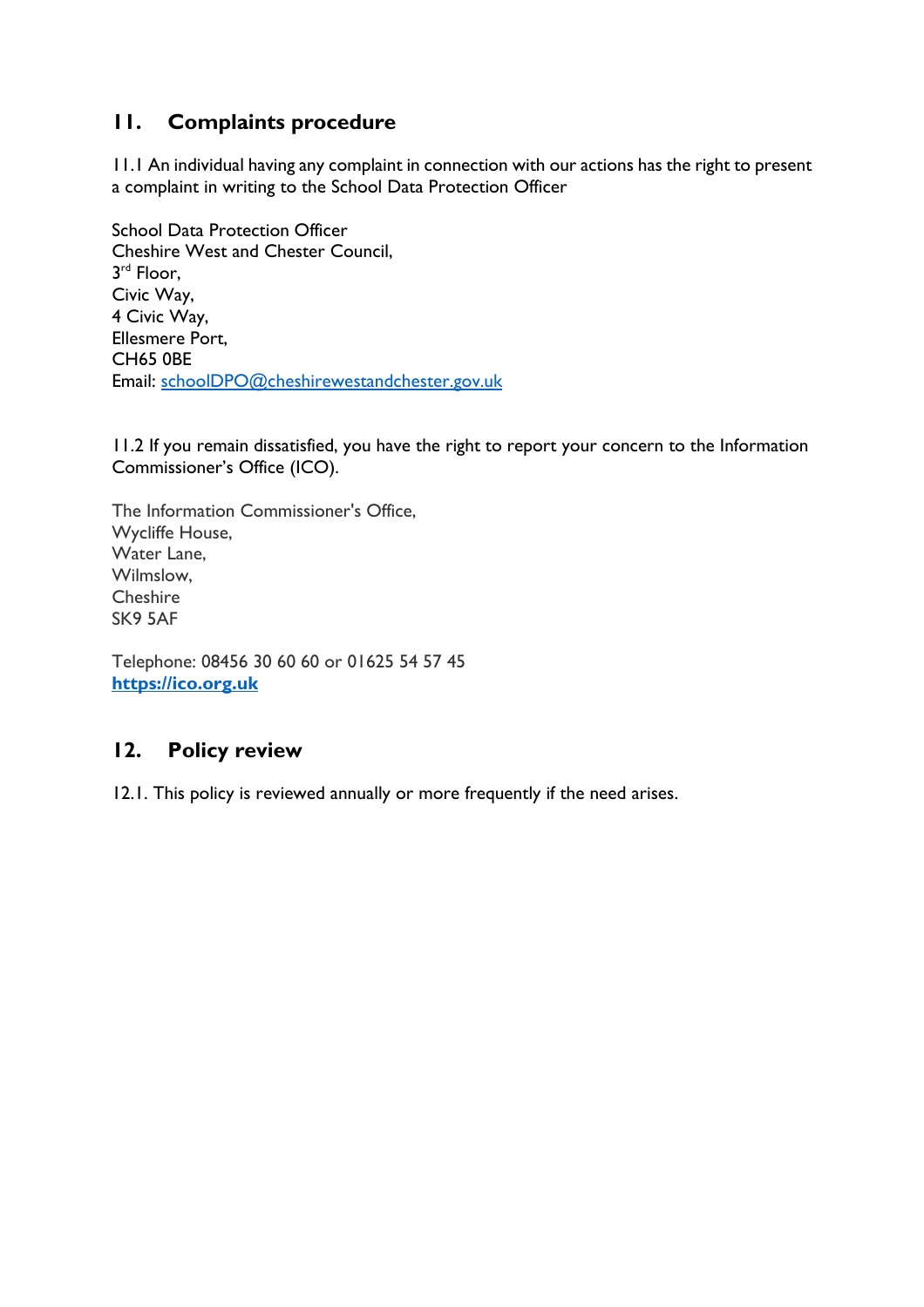## 11. Complaints procedure

11.1 An individual having any complaint in connection with our actions has the right to present a complaint in writing to the School Data Protection Officer

School Data Protection Officer
Cheshire West and Chester Council,
3rd Floor,
Civic Way,
4 Civic Way,
Ellesmere Port,
CH65 0BE
Email: schoolDPO@cheshirewestandchester.gov.uk

11.2 If you remain dissatisfied, you have the right to report your concern to the Information Commissioner's Office (ICO).

The Information Commissioner's Office,
Wycliffe House,
Water Lane,
Wilmslow,
Cheshire
SK9 5AF

Telephone: 08456 30 60 60 or 01625 54 57 45
**https://ico.org.uk**

## 12. Policy review

12.1. This policy is reviewed annually or more frequently if the need arises.